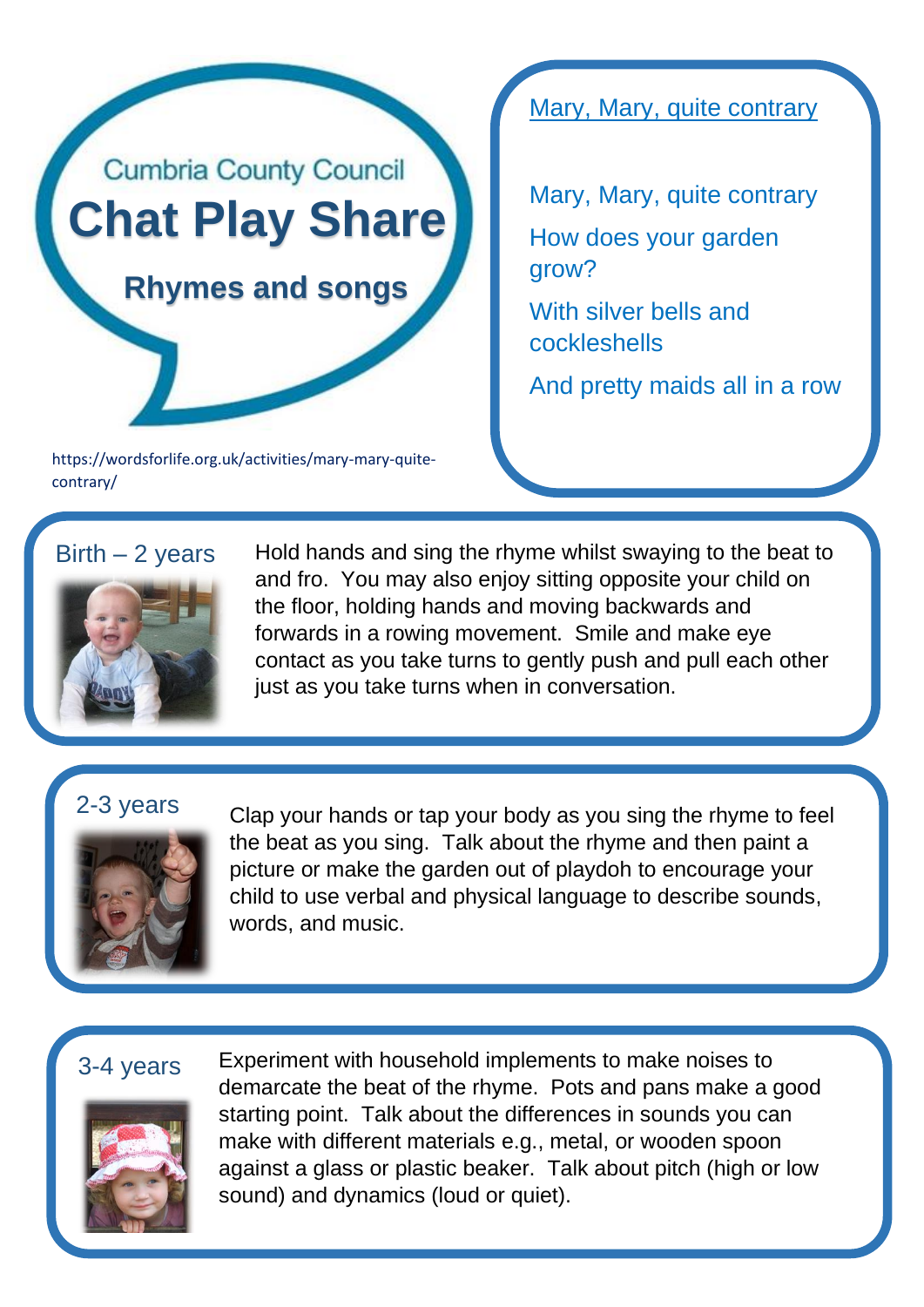Cumbria County Council

# Chat Play Share

## Rhymes and songs

https://wordsforlife.org.uk/activities/mary-mary-quite-contrary/

### Mary, Mary, quite contrary

Mary, Mary, quite contrary

How does your garden grow?

With silver bells and cockleshells

And pretty maids all in a row

### Birth – 2 years

Hold hands and sing the rhyme whilst swaying to the beat to and fro. You may also enjoy sitting opposite your child on the floor, holding hands and moving backwards and forwards in a rowing movement. Smile and make eye contact as you take turns to gently push and pull each other just as you take turns when in conversation.

### 2-3 years

Clap your hands or tap your body as you sing the rhyme to feel the beat as you sing. Talk about the rhyme and then paint a picture or make the garden out of playdoh to encourage your child to use verbal and physical language to describe sounds, words, and music.

### 3-4 years

Experiment with household implements to make noises to demarcate the beat of the rhyme. Pots and pans make a good starting point. Talk about the differences in sounds you can make with different materials e.g., metal, or wooden spoon against a glass or plastic beaker. Talk about pitch (high or low sound) and dynamics (loud or quiet).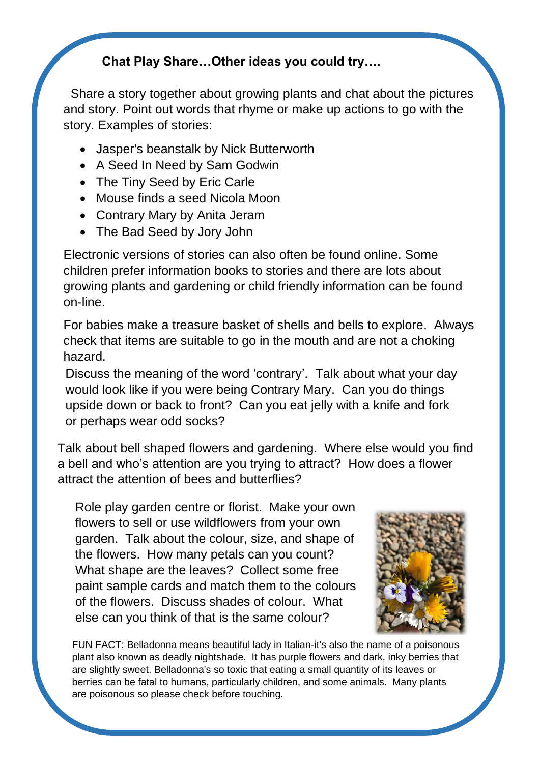**Chat Play Share…Other ideas you could try….**

Share a story together about growing plants and chat about the pictures and story. Point out words that rhyme or make up actions to go with the story. Examples of stories:

- Jasper's beanstalk by Nick Butterworth
- A Seed In Need by Sam Godwin
- The Tiny Seed by Eric Carle
- Mouse finds a seed Nicola Moon
- Contrary Mary by Anita Jeram
- The Bad Seed by Jory John

Electronic versions of stories can also often be found online. Some children prefer information books to stories and there are lots about growing plants and gardening or child friendly information can be found on-line.

For babies make a treasure basket of shells and bells to explore. Always check that items are suitable to go in the mouth and are not a choking hazard.

Discuss the meaning of the word 'contrary'. Talk about what your day would look like if you were being Contrary Mary. Can you do things upside down or back to front? Can you eat jelly with a knife and fork or perhaps wear odd socks?

Talk about bell shaped flowers and gardening. Where else would you find a bell and who's attention are you trying to attract? How does a flower attract the attention of bees and butterflies?

Role play garden centre or florist. Make your own flowers to sell or use wildflowers from your own garden. Talk about the colour, size, and shape of the flowers. How many petals can you count? What shape are the leaves? Collect some free paint sample cards and match them to the colours of the flowers. Discuss shades of colour. What else can you think of that is the same colour?

FUN FACT: Belladonna means beautiful lady in Italian-it's also the name of a poisonous plant also known as deadly nightshade. It has purple flowers and dark, inky berries that are slightly sweet. Belladonna's so toxic that eating a small quantity of its leaves or berries can be fatal to humans, particularly children, and some animals. Many plants are poisonous so please check before touching.